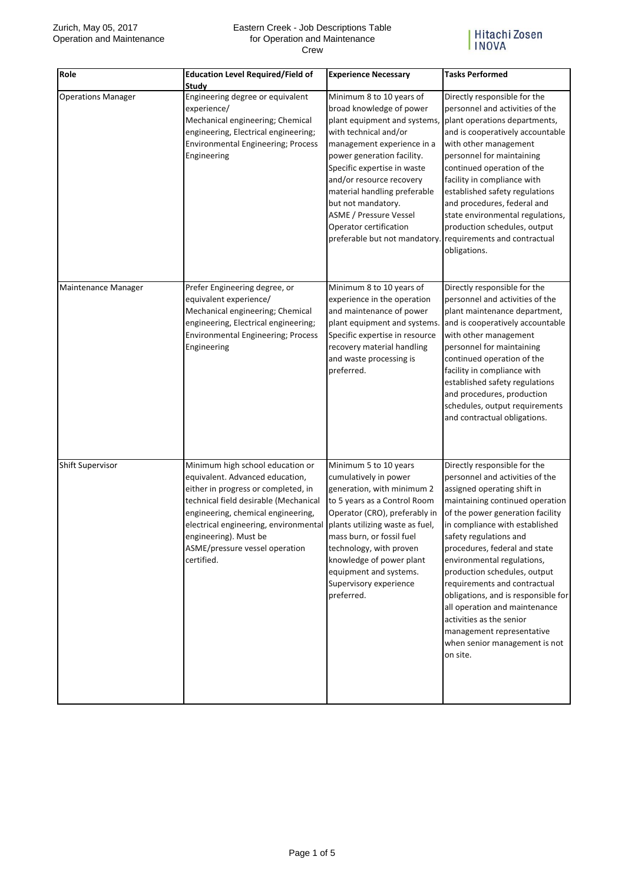Zurich, May 05, 2017
Operation and Maintenance

# Eastern Creek - Job Descriptions Table for Operation and Maintenance Crew

Hitachi Zosen INOVA

| Role | Education Level Required/Field of Study | Experience Necessary | Tasks Performed |
|---|---|---|---|
| Operations Manager | Engineering degree or equivalent experience/ Mechanical engineering; Chemical engineering, Electrical engineering; Environmental Engineering; Process Engineering | Minimum 8 to 10 years of broad knowledge of power plant equipment and systems, with technical and/or management experience in a power generation facility. Specific expertise in waste and/or resource recovery material handling preferable but not mandatory. ASME / Pressure Vessel Operator certification preferable but not mandatory. | Directly responsible for the personnel and activities of the plant operations departments, and is cooperatively accountable with other management personnel for maintaining continued operation of the facility in compliance with established safety regulations and procedures, federal and state environmental regulations, production schedules, output requirements and contractual obligations. |
| Maintenance Manager | Prefer Engineering degree, or equivalent experience/ Mechanical engineering; Chemical engineering, Electrical engineering; Environmental Engineering; Process Engineering | Minimum 8 to 10 years of experience in the operation and maintenance of power plant equipment and systems. Specific expertise in resource recovery material handling and waste processing is preferred. | Directly responsible for the personnel and activities of the plant maintenance department, and is cooperatively accountable with other management personnel for maintaining continued operation of the facility in compliance with established safety regulations and procedures, production schedules, output requirements and contractual obligations. |
| Shift Supervisor | Minimum high school education or equivalent. Advanced education, either in progress or completed, in technical field desirable (Mechanical engineering, chemical engineering, electrical engineering, environmental engineering). Must be ASME/pressure vessel operation certified. | Minimum 5 to 10 years cumulatively in power generation, with minimum 2 to 5 years as a Control Room Operator (CRO), preferably in plants utilizing waste as fuel, mass burn, or fossil fuel technology, with proven knowledge of power plant equipment and systems. Supervisory experience preferred. | Directly responsible for the personnel and activities of the assigned operating shift in maintaining continued operation of the power generation facility in compliance with established safety regulations and procedures, federal and state environmental regulations, production schedules, output requirements and contractual obligations, and is responsible for all operation and maintenance activities as the senior management representative when senior management is not on site. |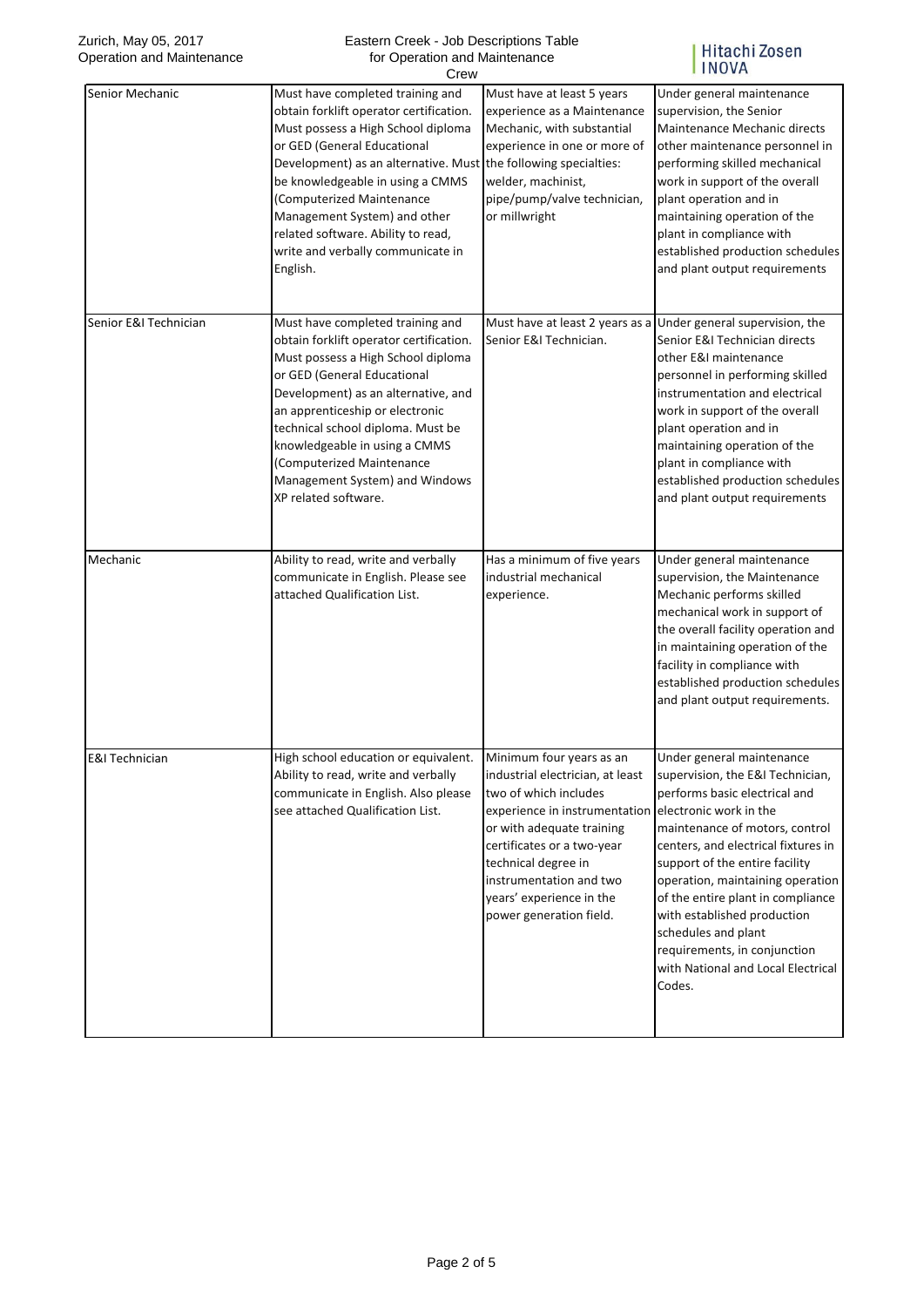| Senior Mechanic | Must have completed training and obtain forklift operator certification. Must possess a High School diploma or GED (General Educational Development) as an alternative. Must be knowledgeable in using a CMMS (Computerized Maintenance Management System) and other related software. Ability to read, write and verbally communicate in English. | Must have at least 5 years experience as a Maintenance Mechanic, with substantial experience in one or more of the following specialties: welder, machinist, pipe/pump/valve technician, or millwright | Under general maintenance supervision, the Senior Maintenance Mechanic directs other maintenance personnel in performing skilled mechanical work in support of the overall plant operation and in maintaining operation of the plant in compliance with established production schedules and plant output requirements |
|---|---|---|---|
| Senior E&I Technician | Must have completed training and obtain forklift operator certification. Must possess a High School diploma or GED (General Educational Development) as an alternative, and an apprenticeship or electronic technical school diploma. Must be knowledgeable in using a CMMS (Computerized Maintenance Management System) and Windows XP related software. | Must have at least 2 years as a Senior E&I Technician. | Under general supervision, the Senior E&I Technician directs other E&I maintenance personnel in performing skilled instrumentation and electrical work in support of the overall plant operation and in maintaining operation of the plant in compliance with established production schedules and plant output requirements |
| Mechanic | Ability to read, write and verbally communicate in English. Please see attached Qualification List. | Has a minimum of five years industrial mechanical experience. | Under general maintenance supervision, the Maintenance Mechanic performs skilled mechanical work in support of the overall facility operation and in maintaining operation of the facility in compliance with established production schedules and plant output requirements. |
| E&I Technician | High school education or equivalent. Ability to read, write and verbally communicate in English. Also please see attached Qualification List. | Minimum four years as an industrial electrician, at least two of which includes experience in instrumentation or with adequate training certificates or a two-year technical degree in instrumentation and two years' experience in the power generation field. | Under general maintenance supervision, the E&I Technician, performs basic electrical and electronic work in the maintenance of motors, control centers, and electrical fixtures in support of the entire facility operation, maintaining operation of the entire plant in compliance with established production schedules and plant requirements, in conjunction with National and Local Electrical Codes. |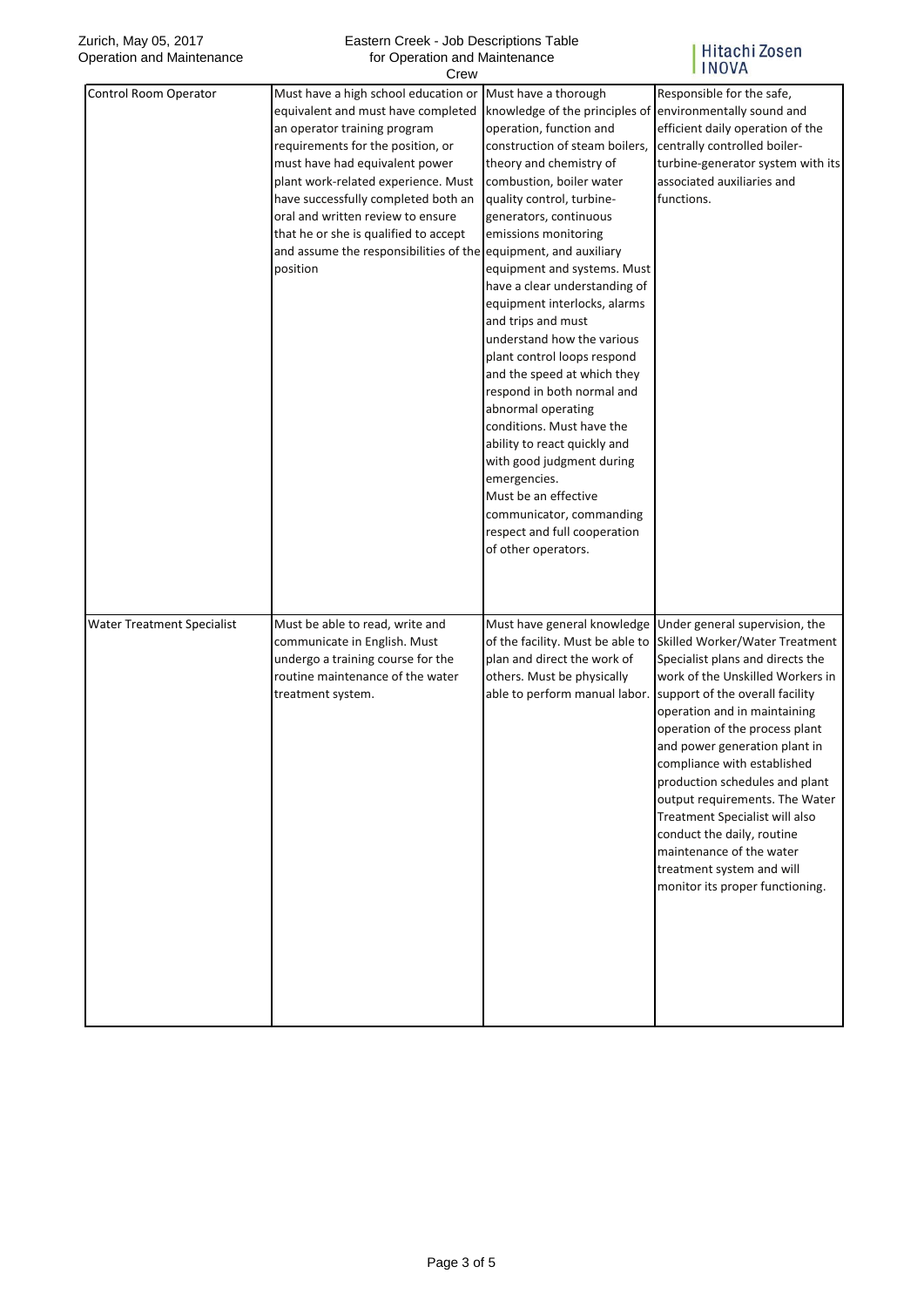| Control Room Operator | Must have a high school education or equivalent and must have completed an operator training program requirements for the position, or must have had equivalent power plant work-related experience. Must have successfully completed both an oral and written review to ensure that he or she is qualified to accept and assume the responsibilities of the position | Must have a thorough knowledge of the principles of operation, function and construction of steam boilers, theory and chemistry of combustion, boiler water quality control, turbine-generators, continuous emissions monitoring equipment, and auxiliary equipment and systems. Must have a clear understanding of equipment interlocks, alarms and trips and must understand how the various plant control loops respond and the speed at which they respond in both normal and abnormal operating conditions. Must have the ability to react quickly and with good judgment during emergencies. Must be an effective communicator, commanding respect and full cooperation of other operators. | Responsible for the safe, environmentally sound and efficient daily operation of the centrally controlled boiler-turbine-generator system with its associated auxiliaries and functions. |
|---|---|---|---|
| Water Treatment Specialist | Must be able to read, write and communicate in English. Must undergo a training course for the routine maintenance of the water treatment system. | Must have general knowledge of the facility. Must be able to plan and direct the work of others. Must be physically able to perform manual labor. | Under general supervision, the Skilled Worker/Water Treatment Specialist plans and directs the work of the Unskilled Workers in support of the overall facility operation and in maintaining operation of the process plant and power generation plant in compliance with established production schedules and plant output requirements. The Water Treatment Specialist will also conduct the daily, routine maintenance of the water treatment system and will monitor its proper functioning. |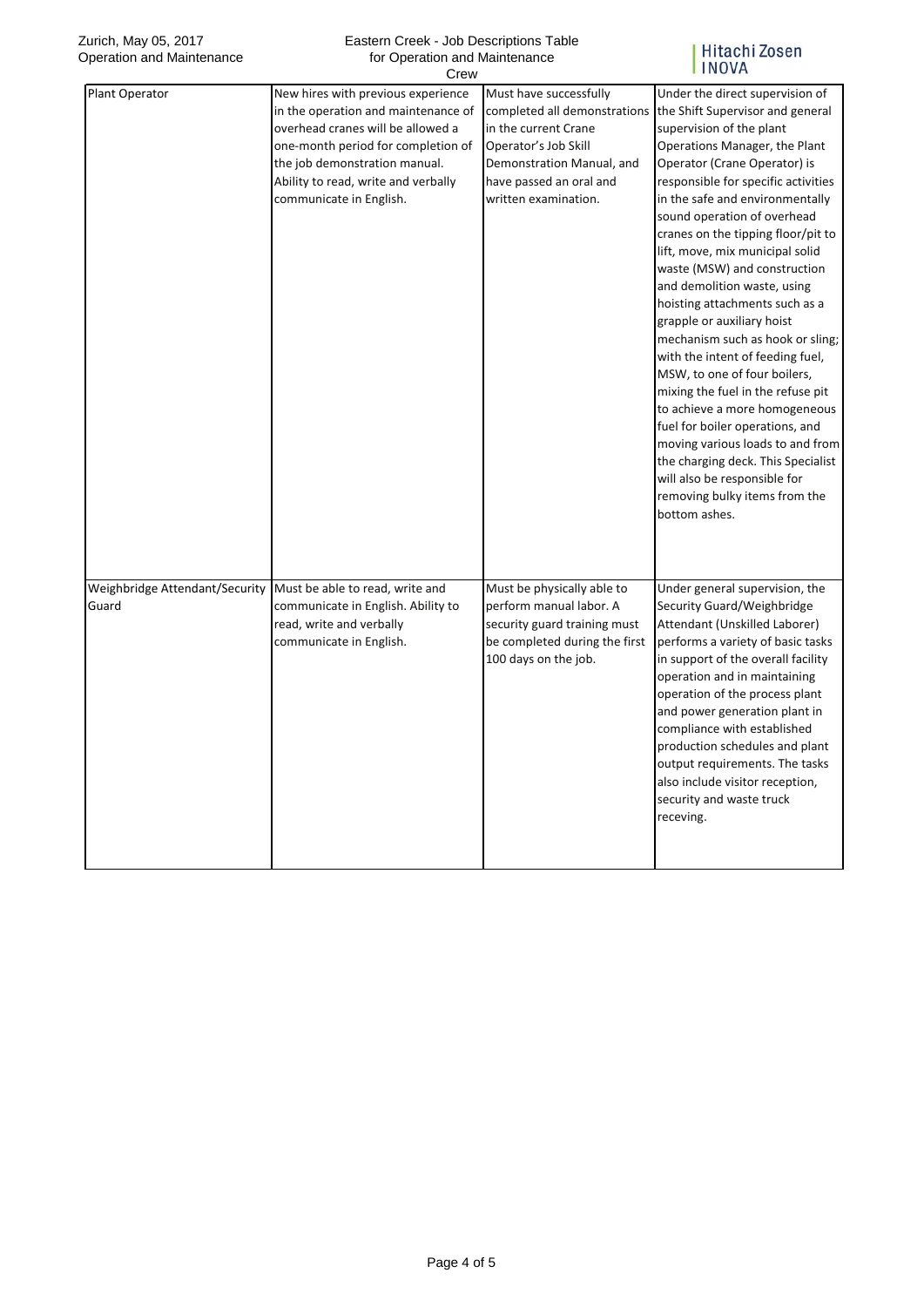| Plant Operator | New hires with previous experience in the operation and maintenance of overhead cranes will be allowed a one-month period for completion of the job demonstration manual. Ability to read, write and verbally communicate in English. | Must have successfully completed all demonstrations in the current Crane Operator's Job Skill Demonstration Manual, and have passed an oral and written examination. | Under the direct supervision of the Shift Supervisor and general supervision of the plant Operations Manager, the Plant Operator (Crane Operator) is responsible for specific activities in the safe and environmentally sound operation of overhead cranes on the tipping floor/pit to lift, move, mix municipal solid waste (MSW) and construction and demolition waste, using hoisting attachments such as a grapple or auxiliary hoist mechanism such as hook or sling; with the intent of feeding fuel, MSW, to one of four boilers, mixing the fuel in the refuse pit to achieve a more homogeneous fuel for boiler operations, and moving various loads to and from the charging deck. This Specialist will also be responsible for removing bulky items from the bottom ashes. |
|---|---|---|---|
| Weighbridge Attendant/Security Guard | Must be able to read, write and communicate in English. Ability to read, write and verbally communicate in English. | Must be physically able to perform manual labor. A security guard training must be completed during the first 100 days on the job. | Under general supervision, the Security Guard/Weighbridge Attendant (Unskilled Laborer) performs a variety of basic tasks in support of the overall facility operation and in maintaining operation of the process plant and power generation plant in compliance with established production schedules and plant output requirements. The tasks also include visitor reception, security and waste truck receving. |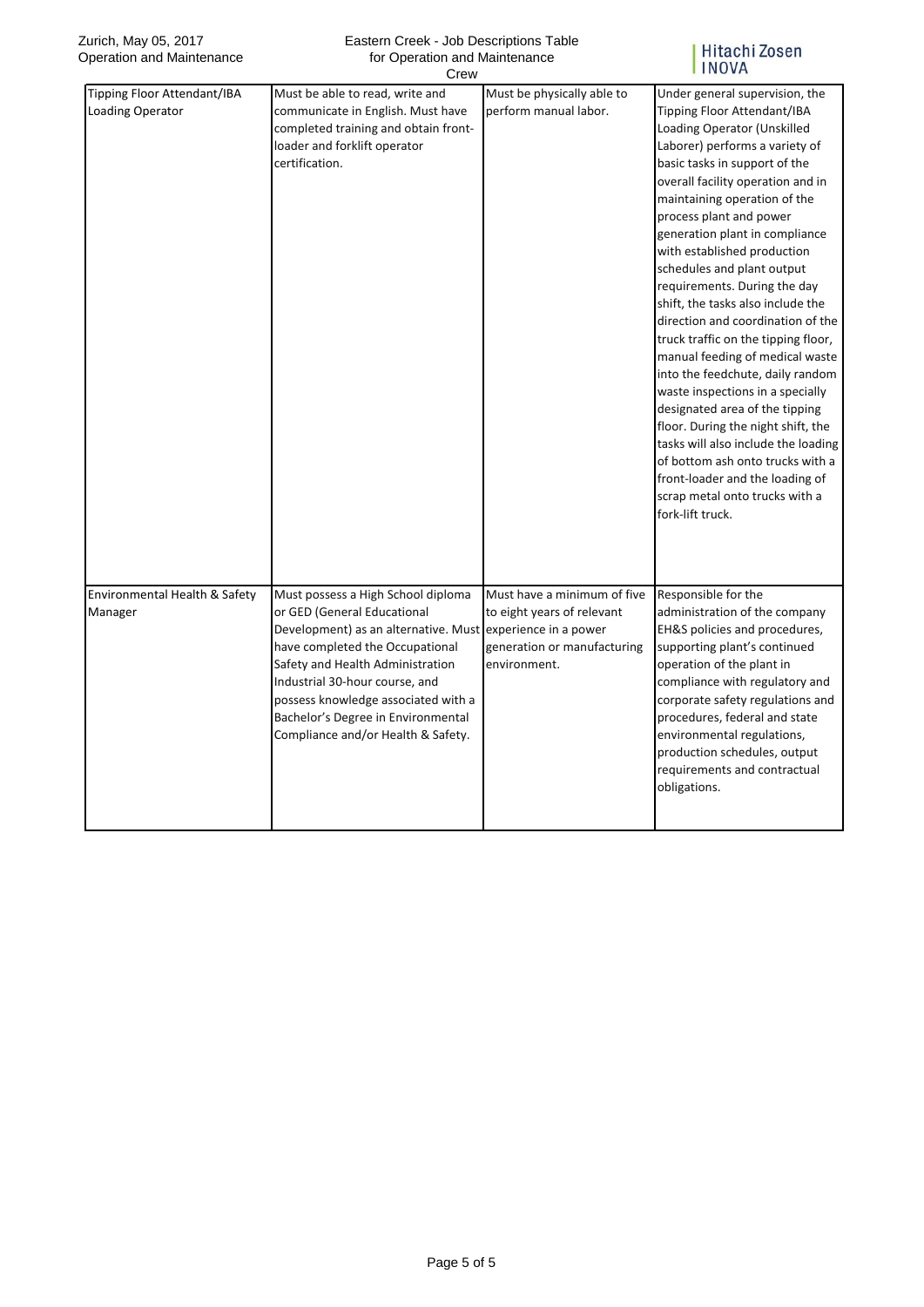| | | | |
|---|---|---|---|
| Tipping Floor Attendant/IBA Loading Operator | Must be able to read, write and communicate in English. Must have completed training and obtain front-loader and forklift operator certification. | Must be physically able to perform manual labor. | Under general supervision, the Tipping Floor Attendant/IBA Loading Operator (Unskilled Laborer) performs a variety of basic tasks in support of the overall facility operation and in maintaining operation of the process plant and power generation plant in compliance with established production schedules and plant output requirements. During the day shift, the tasks also include the direction and coordination of the truck traffic on the tipping floor, manual feeding of medical waste into the feedchute, daily random waste inspections in a specially designated area of the tipping floor. During the night shift, the tasks will also include the loading of bottom ash onto trucks with a front-loader and the loading of scrap metal onto trucks with a fork-lift truck. |
| Environmental Health & Safety Manager | Must possess a High School diploma or GED (General Educational Development) as an alternative. Must have completed the Occupational Safety and Health Administration Industrial 30-hour course, and possess knowledge associated with a Bachelor's Degree in Environmental Compliance and/or Health & Safety. | Must have a minimum of five to eight years of relevant experience in a power generation or manufacturing environment. | Responsible for the administration of the company EH&S policies and procedures, supporting plant's continued operation of the plant in compliance with regulatory and corporate safety regulations and procedures, federal and state environmental regulations, production schedules, output requirements and contractual obligations. |